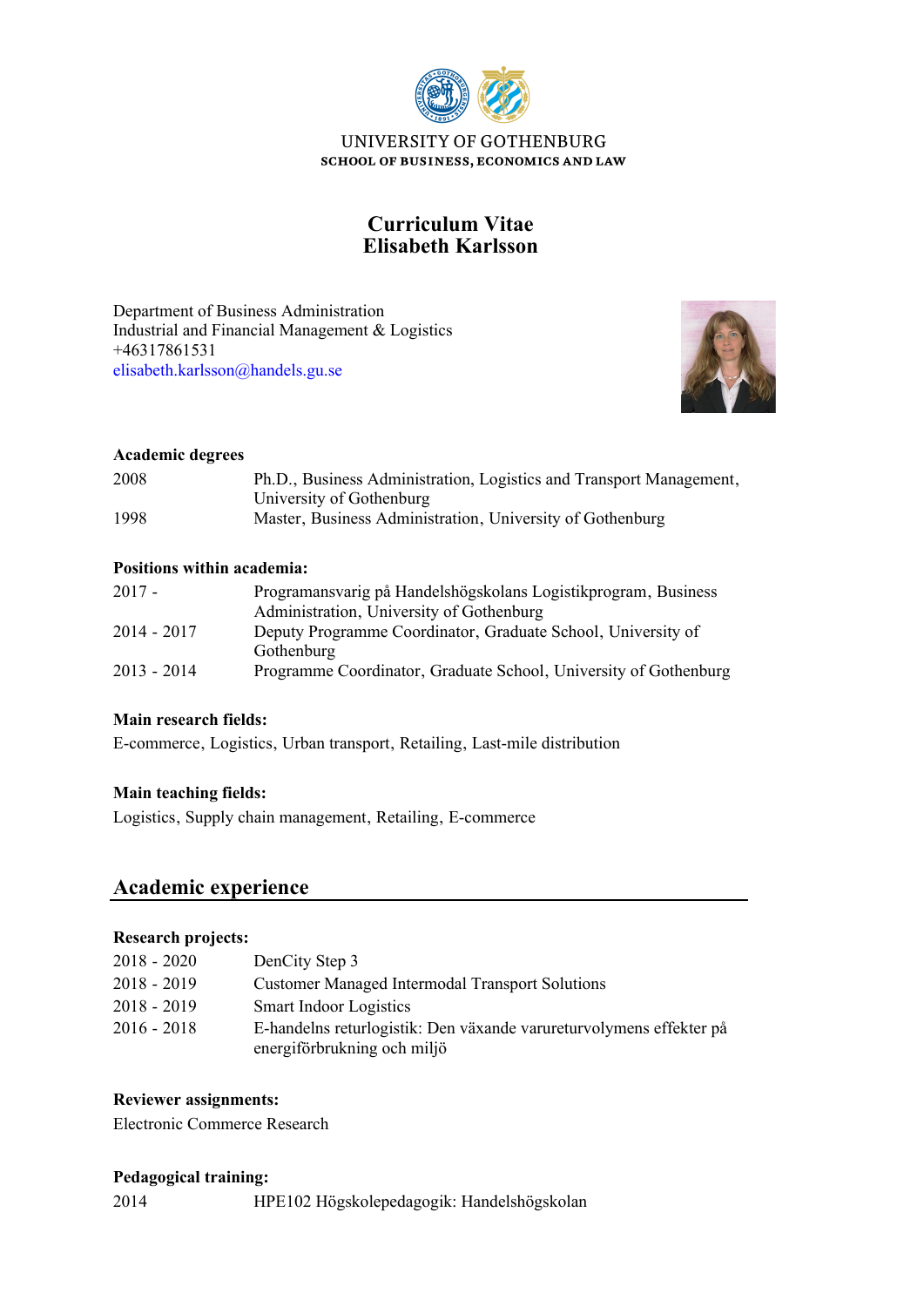UNIVERSITY OF GOTHENBURG
SCHOOL OF BUSINESS, ECONOMICS AND LAW

# Curriculum Vitae
# Elisabeth Karlsson

Department of Business Administration
Industrial and Financial Management & Logistics
+46317861531
elisabeth.karlsson@handels.gu.se

### Academic degrees

| | |
|---|---|
| 2008 | Ph.D., Business Administration, Logistics and Transport Management, University of Gothenburg |
| 1998 | Master, Business Administration, University of Gothenburg |

### Positions within academia:

| | |
|---|---|
| 2017 - | Programansvarig på Handelshögskolans Logistikprogram, Business Administration, University of Gothenburg |
| 2014 - 2017 | Deputy Programme Coordinator, Graduate School, University of Gothenburg |
| 2013 - 2014 | Programme Coordinator, Graduate School, University of Gothenburg |

### Main research fields:

E-commerce, Logistics, Urban transport, Retailing, Last-mile distribution

### Main teaching fields:

Logistics, Supply chain management, Retailing, E-commerce

## Academic experience

### Research projects:

| | |
|---|---|
| 2018 - 2020 | DenCity Step 3 |
| 2018 - 2019 | Customer Managed Intermodal Transport Solutions |
| 2018 - 2019 | Smart Indoor Logistics |
| 2016 - 2018 | E-handelns returlogistik: Den växande varureturvolymens effekter på energiförbrukning och miljö |

### Reviewer assignments:

Electronic Commerce Research

### Pedagogical training:

| | |
|---|---|
| 2014 | HPE102 Högskolepedagogik: Handelshögskolan |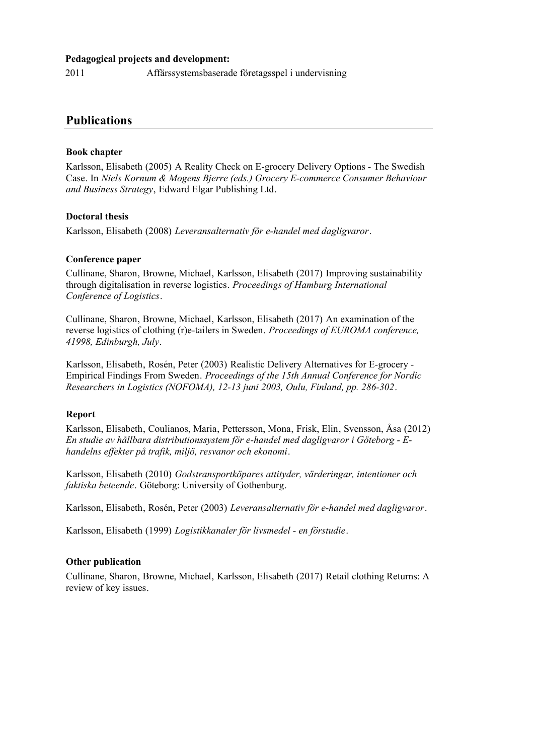**Pedagogical projects and development:**

2011 Affärssystemsbaserade företagsspel i undervisning

## Publications

### Book chapter

Karlsson, Elisabeth (2005) A Reality Check on E-grocery Delivery Options - The Swedish Case. In *Niels Kornum & Mogens Bjerre (eds.) Grocery E-commerce Consumer Behaviour and Business Strategy*, Edward Elgar Publishing Ltd.

### Doctoral thesis

Karlsson, Elisabeth (2008) *Leveransalternativ för e-handel med dagligvaror*.

### Conference paper

Cullinane, Sharon, Browne, Michael, Karlsson, Elisabeth (2017) Improving sustainability through digitalisation in reverse logistics. *Proceedings of Hamburg International Conference of Logistics*.

Cullinane, Sharon, Browne, Michael, Karlsson, Elisabeth (2017) An examination of the reverse logistics of clothing (r)e-tailers in Sweden. *Proceedings of EUROMA conference, 41998, Edinburgh, July*.

Karlsson, Elisabeth, Rosén, Peter (2003) Realistic Delivery Alternatives for E-grocery - Empirical Findings From Sweden. *Proceedings of the 15th Annual Conference for Nordic Researchers in Logistics (NOFOMA), 12-13 juni 2003, Oulu, Finland, pp. 286-302*.

### Report

Karlsson, Elisabeth, Coulianos, Maria, Pettersson, Mona, Frisk, Elin, Svensson, Åsa (2012) *En studie av hållbara distributionssystem för e-handel med dagligvaror i Göteborg - E-handelns effekter på trafik, miljö, resvanor och ekonomi*.

Karlsson, Elisabeth (2010) *Godstransportköpares attityder, värderingar, intentioner och faktiska beteende*. Göteborg: University of Gothenburg.

Karlsson, Elisabeth, Rosén, Peter (2003) *Leveransalternativ för e-handel med dagligvaror*.

Karlsson, Elisabeth (1999) *Logistikkanaler för livsmedel - en förstudie*.

### Other publication

Cullinane, Sharon, Browne, Michael, Karlsson, Elisabeth (2017) Retail clothing Returns: A review of key issues.